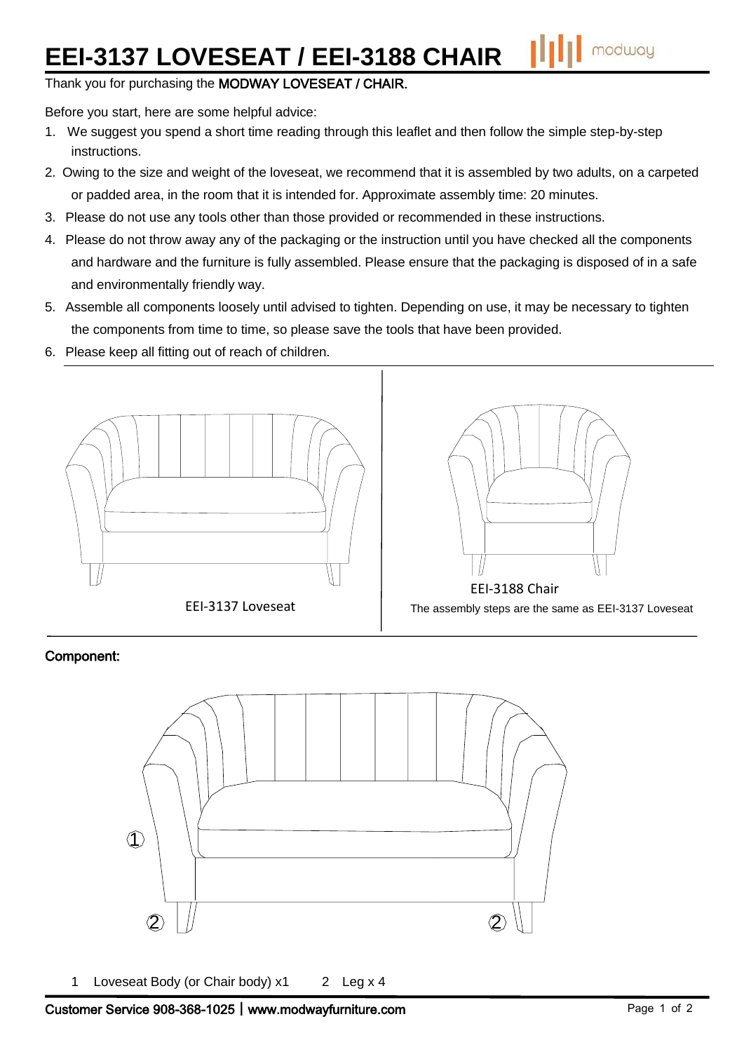# EEI-3137 LOVESEAT / EEI-3188 CHAIR

Thank you for purchasing the MODWAY LOVESEAT / CHAIR.

Before you start, here are some helpful advice:

1. We suggest you spend a short time reading through this leaflet and then follow the simple step-by-step instructions.
2. Owing to the size and weight of the loveseat, we recommend that it is assembled by two adults, on a carpeted or padded area, in the room that it is intended for. Approximate assembly time: 20 minutes.
3. Please do not use any tools other than those provided or recommended in these instructions.
4. Please do not throw away any of the packaging or the instruction until you have checked all the components and hardware and the furniture is fully assembled. Please ensure that the packaging is disposed of in a safe and environmentally friendly way.
5. Assemble all components loosely until advised to tighten. Depending on use, it may be necessary to tighten the components from time to time, so please save the tools that have been provided.
6. Please keep all fitting out of reach of children.

EEI-3137 Loveseat

EEI-3188 Chair

The assembly steps are the same as EEI-3137 Loveseat

**Component:**

1 Loveseat Body (or Chair body) x1    2 Leg x 4

Customer Service 908-368-1025 | www.modwayfurniture.com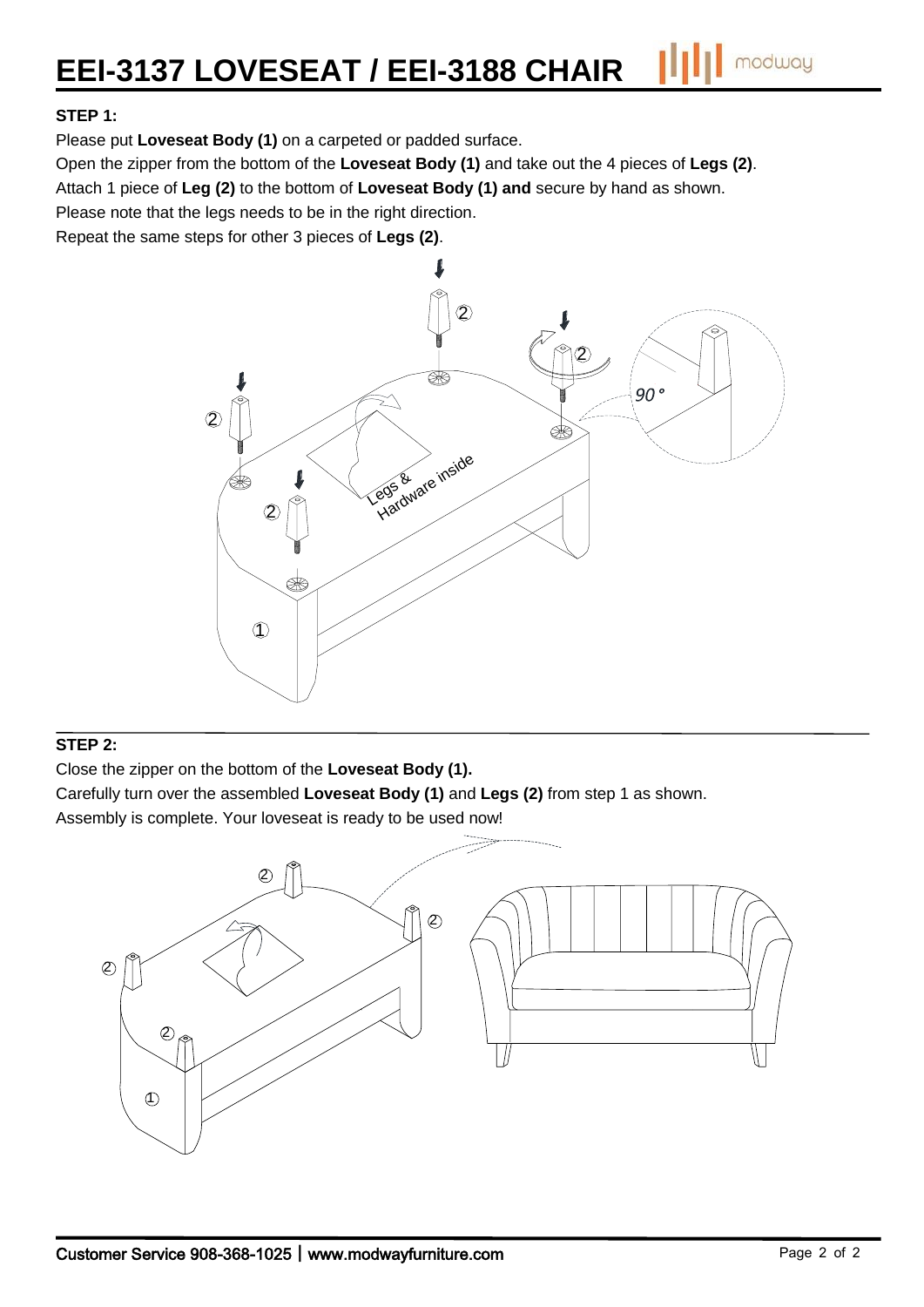# EEI-3137 LOVESEAT / EEI-3188 CHAIR

**STEP 1:**

Please put **Loveseat Body (1)** on a carpeted or padded surface.

Open the zipper from the bottom of the **Loveseat Body (1)** and take out the 4 pieces of **Legs (2)**.

Attach 1 piece of **Leg (2)** to the bottom of **Loveseat Body (1) and** secure by hand as shown.

Please note that the legs needs to be in the right direction.

Repeat the same steps for other 3 pieces of **Legs (2)**.

Legs & Hardware inside

90°

**STEP 2:**

Close the zipper on the bottom of the **Loveseat Body (1).**

Carefully turn over the assembled **Loveseat Body (1)** and **Legs (2)** from step 1 as shown.

Assembly is complete. Your loveseat is ready to be used now!

Customer Service 908-368-1025 | www.modwayfurniture.com